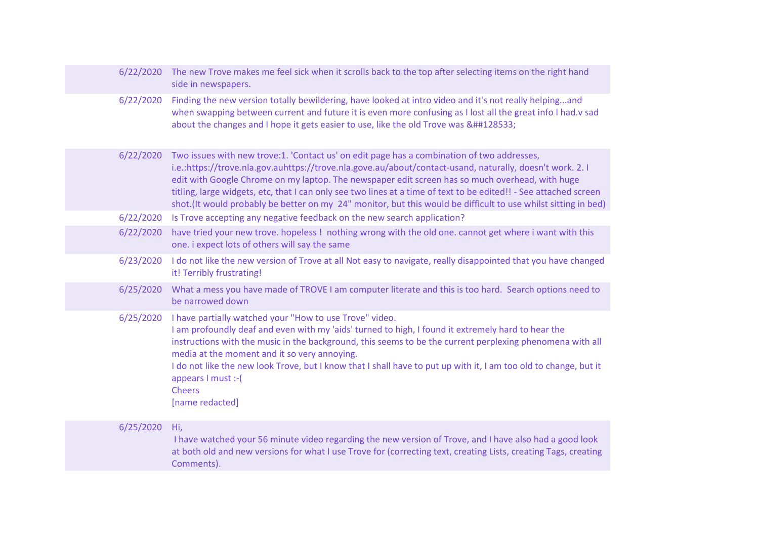| | |
|---|---|
| 6/22/2020 | The new Trove makes me feel sick when it scrolls back to the top after selecting items on the right hand side in newspapers. |
| 6/22/2020 | Finding the new version totally bewildering, have looked at intro video and it's not really helping...and when swapping between current and future it is even more confusing as I lost all the great info I had.v sad about the changes and I hope it gets easier to use, like the old Trove was &##128533; |
| 6/22/2020 | Two issues with new trove:1. 'Contact us' on edit page has a combination of two addresses, i.e.:https://trove.nla.gov.auhttps://trove.nla.gove.au/about/contact-usand, naturally, doesn't work. 2. I edit with Google Chrome on my laptop. The newspaper edit screen has so much overhead, with huge titling, large widgets, etc, that I can only see two lines at a time of text to be edited!! - See attached screen shot.(It would probably be better on my 24" monitor, but this would be difficult to use whilst sitting in bed) |
| 6/22/2020 | Is Trove accepting any negative feedback on the new search application? |
| 6/22/2020 | have tried your new trove. hopeless ! nothing wrong with the old one. cannot get where i want with this one. i expect lots of others will say the same |
| 6/23/2020 | I do not like the new version of Trove at all Not easy to navigate, really disappointed that you have changed it! Terribly frustrating! |
| 6/25/2020 | What a mess you have made of TROVE I am computer literate and this is too hard. Search options need to be narrowed down |
| 6/25/2020 | I have partially watched your "How to use Trove" video.<br>I am profoundly deaf and even with my 'aids' turned to high, I found it extremely hard to hear the instructions with the music in the background, this seems to be the current perplexing phenomena with all media at the moment and it so very annoying.<br>I do not like the new look Trove, but I know that I shall have to put up with it, I am too old to change, but it appears I must :-(<br>Cheers<br>[name redacted] |
| 6/25/2020 | Hi,<br>I have watched your 56 minute video regarding the new version of Trove, and I have also had a good look at both old and new versions for what I use Trove for (correcting text, creating Lists, creating Tags, creating Comments). |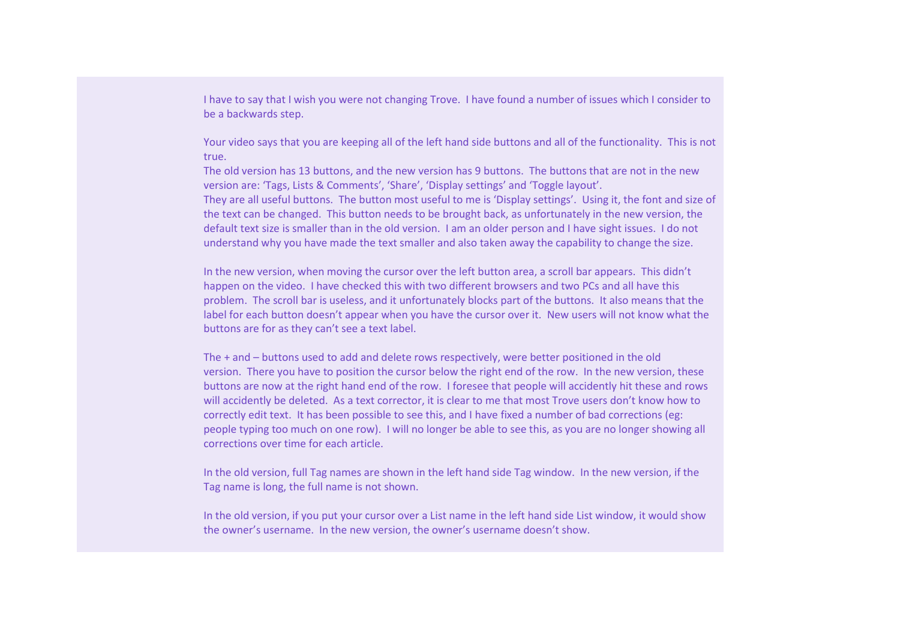I have to say that I wish you were not changing Trove. I have found a number of issues which I consider to be a backwards step.

Your video says that you are keeping all of the left hand side buttons and all of the functionality. This is not true.
The old version has 13 buttons, and the new version has 9 buttons. The buttons that are not in the new version are: 'Tags, Lists & Comments', 'Share', 'Display settings' and 'Toggle layout'.
They are all useful buttons. The button most useful to me is 'Display settings'. Using it, the font and size of the text can be changed. This button needs to be brought back, as unfortunately in the new version, the default text size is smaller than in the old version. I am an older person and I have sight issues. I do not understand why you have made the text smaller and also taken away the capability to change the size.

In the new version, when moving the cursor over the left button area, a scroll bar appears. This didn't happen on the video. I have checked this with two different browsers and two PCs and all have this problem. The scroll bar is useless, and it unfortunately blocks part of the buttons. It also means that the label for each button doesn't appear when you have the cursor over it. New users will not know what the buttons are for as they can't see a text label.

The + and – buttons used to add and delete rows respectively, were better positioned in the old version. There you have to position the cursor below the right end of the row. In the new version, these buttons are now at the right hand end of the row. I foresee that people will accidently hit these and rows will accidently be deleted. As a text corrector, it is clear to me that most Trove users don't know how to correctly edit text. It has been possible to see this, and I have fixed a number of bad corrections (eg: people typing too much on one row). I will no longer be able to see this, as you are no longer showing all corrections over time for each article.

In the old version, full Tag names are shown in the left hand side Tag window. In the new version, if the Tag name is long, the full name is not shown.

In the old version, if you put your cursor over a List name in the left hand side List window, it would show the owner's username. In the new version, the owner's username doesn't show.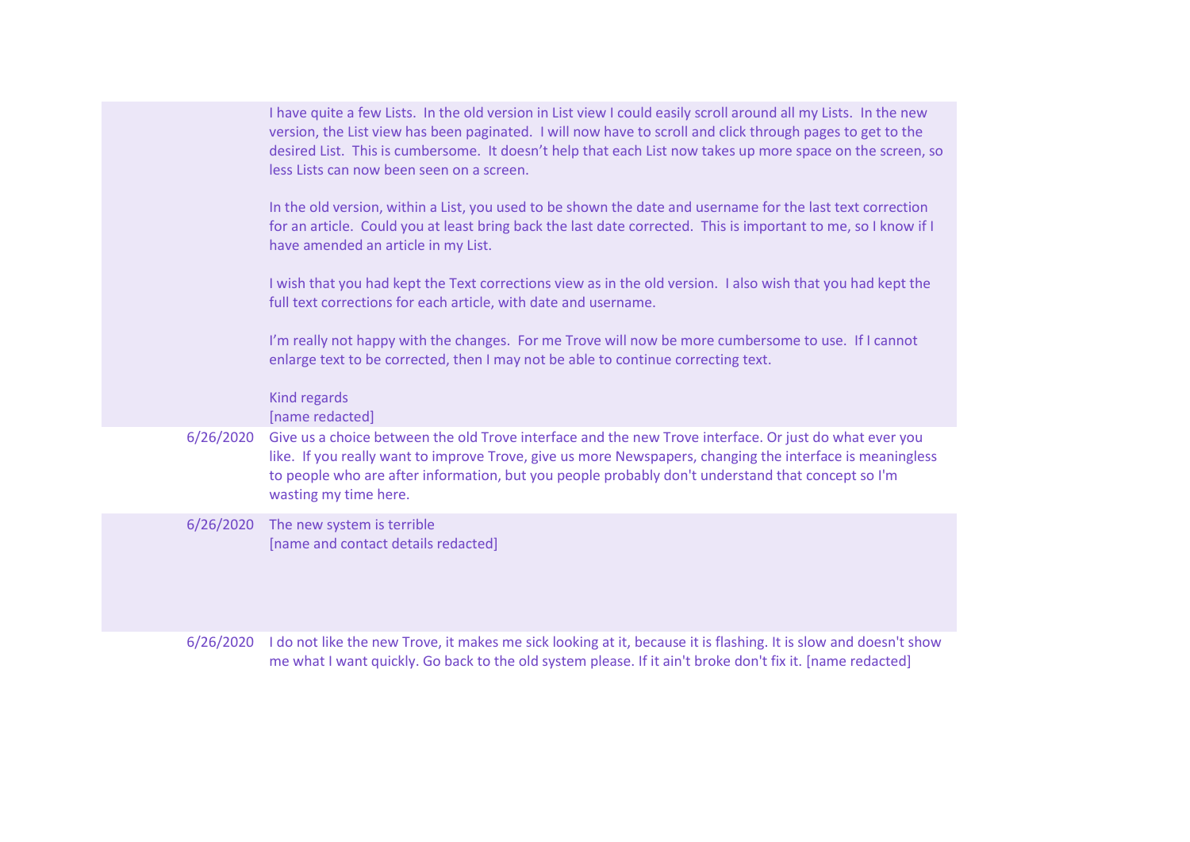| Date | Feedback |
| --- | --- |
| | I have quite a few Lists. In the old version in List view I could easily scroll around all my Lists. In the new version, the List view has been paginated. I will now have to scroll and click through pages to get to the desired List. This is cumbersome. It doesn't help that each List now takes up more space on the screen, so less Lists can now been seen on a screen.<br><br>In the old version, within a List, you used to be shown the date and username for the last text correction for an article. Could you at least bring back the last date corrected. This is important to me, so I know if I have amended an article in my List.<br><br>I wish that you had kept the Text corrections view as in the old version. I also wish that you had kept the full text corrections for each article, with date and username.<br><br>I'm really not happy with the changes. For me Trove will now be more cumbersome to use. If I cannot enlarge text to be corrected, then I may not be able to continue correcting text.<br><br>Kind regards<br>[name redacted] |
| 6/26/2020 | Give us a choice between the old Trove interface and the new Trove interface. Or just do what ever you like. If you really want to improve Trove, give us more Newspapers, changing the interface is meaningless to people who are after information, but you people probably don't understand that concept so I'm wasting my time here. |
| 6/26/2020 | The new system is terrible<br>[name and contact details redacted] |
| 6/26/2020 | I do not like the new Trove, it makes me sick looking at it, because it is flashing. It is slow and doesn't show me what I want quickly. Go back to the old system please. If it ain't broke don't fix it. [name redacted] |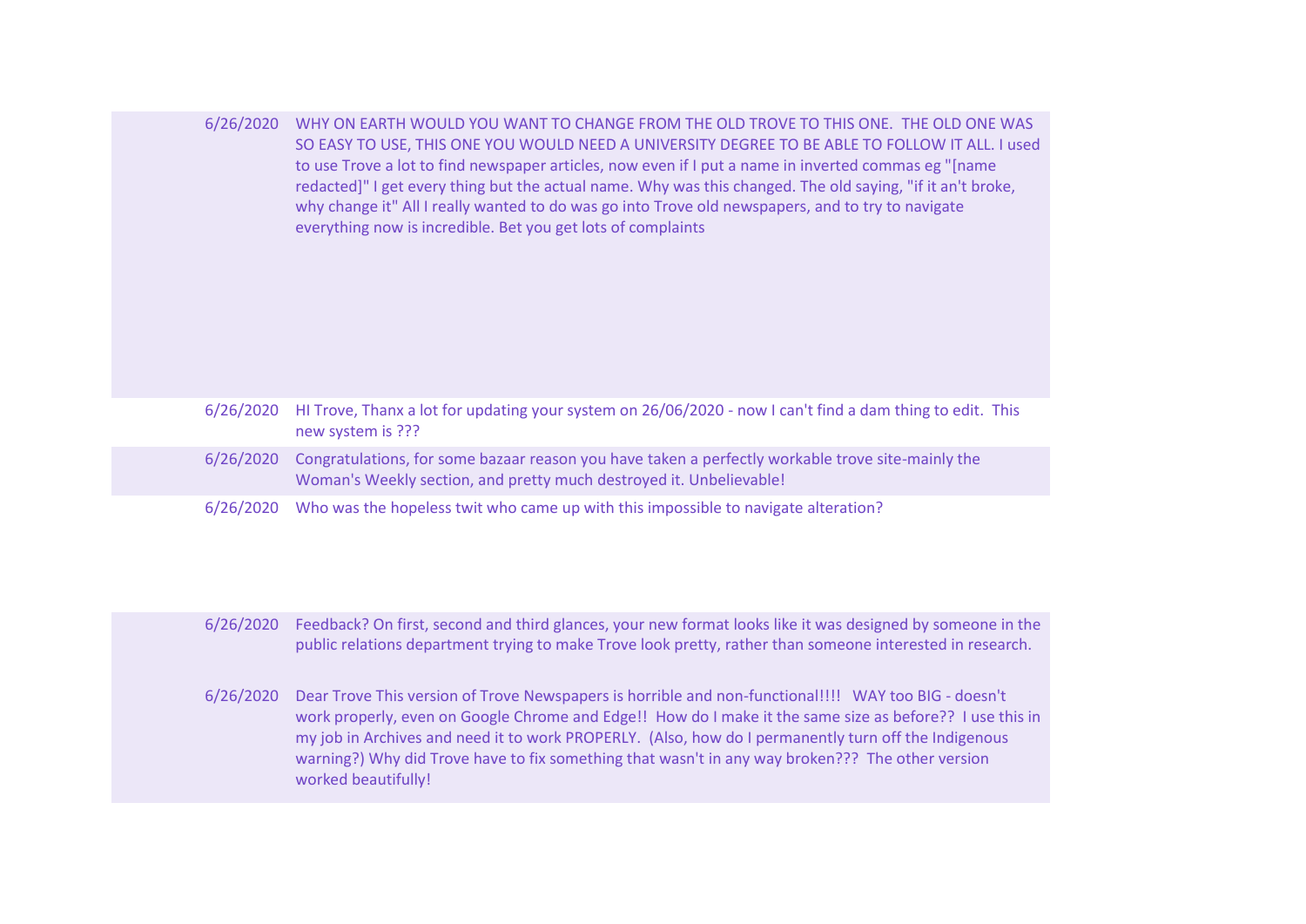| | |
|---|---|
| 6/26/2020 | WHY ON EARTH WOULD YOU WANT TO CHANGE FROM THE OLD TROVE TO THIS ONE.  THE OLD ONE WAS SO EASY TO USE, THIS ONE YOU WOULD NEED A UNIVERSITY DEGREE TO BE ABLE TO FOLLOW IT ALL. I used to use Trove a lot to find newspaper articles, now even if I put a name in inverted commas eg "[name redacted]" I get every thing but the actual name. Why was this changed. The old saying, "if it an't broke, why change it" All I really wanted to do was go into Trove old newspapers, and to try to navigate everything now is incredible. Bet you get lots of complaints |
| 6/26/2020 | HI Trove, Thanx a lot for updating your system on 26/06/2020 - now I can't find a dam thing to edit.  This new system is ??? |
| 6/26/2020 | Congratulations, for some bazaar reason you have taken a perfectly workable trove site-mainly the Woman's Weekly section, and pretty much destroyed it. Unbelievable! |
| 6/26/2020 | Who was the hopeless twit who came up with this impossible to navigate alteration? |
| 6/26/2020 | Feedback? On first, second and third glances, your new format looks like it was designed by someone in the public relations department trying to make Trove look pretty, rather than someone interested in research. |
| 6/26/2020 | Dear Trove This version of Trove Newspapers is horrible and non-functional!!!!   WAY too BIG - doesn't work properly, even on Google Chrome and Edge!!  How do I make it the same size as before??  I use this in my job in Archives and need it to work PROPERLY.  (Also, how do I permanently turn off the Indigenous warning?) Why did Trove have to fix something that wasn't in any way broken???  The other version worked beautifully! |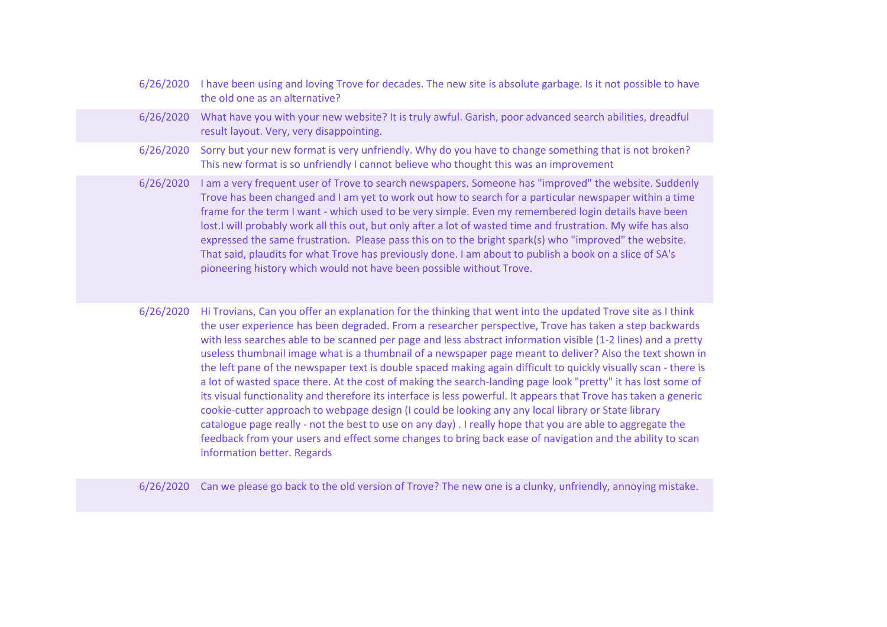| | |
|---|---|
| 6/26/2020 | I have been using and loving Trove for decades. The new site is absolute garbage. Is it not possible to have the old one as an alternative? |
| 6/26/2020 | What have you with your new website? It is truly awful. Garish, poor advanced search abilities, dreadful result layout. Very, very disappointing. |
| 6/26/2020 | Sorry but your new format is very unfriendly. Why do you have to change something that is not broken? This new format is so unfriendly I cannot believe who thought this was an improvement |
| 6/26/2020 | I am a very frequent user of Trove to search newspapers. Someone has "improved" the website. Suddenly Trove has been changed and I am yet to work out how to search for a particular newspaper within a time frame for the term I want - which used to be very simple. Even my remembered login details have been lost.I will probably work all this out, but only after a lot of wasted time and frustration. My wife has also expressed the same frustration. Please pass this on to the bright spark(s) who "improved" the website. That said, plaudits for what Trove has previously done. I am about to publish a book on a slice of SA's pioneering history which would not have been possible without Trove. |
| 6/26/2020 | Hi Trovians, Can you offer an explanation for the thinking that went into the updated Trove site as I think the user experience has been degraded. From a researcher perspective, Trove has taken a step backwards with less searches able to be scanned per page and less abstract information visible (1-2 lines) and a pretty useless thumbnail image what is a thumbnail of a newspaper page meant to deliver? Also the text shown in the left pane of the newspaper text is double spaced making again difficult to quickly visually scan - there is a lot of wasted space there. At the cost of making the search-landing page look "pretty" it has lost some of its visual functionality and therefore its interface is less powerful. It appears that Trove has taken a generic cookie-cutter approach to webpage design (I could be looking any any local library or State library catalogue page really - not the best to use on any day) . I really hope that you are able to aggregate the feedback from your users and effect some changes to bring back ease of navigation and the ability to scan information better. Regards |
| 6/26/2020 | Can we please go back to the old version of Trove? The new one is a clunky, unfriendly, annoying mistake. |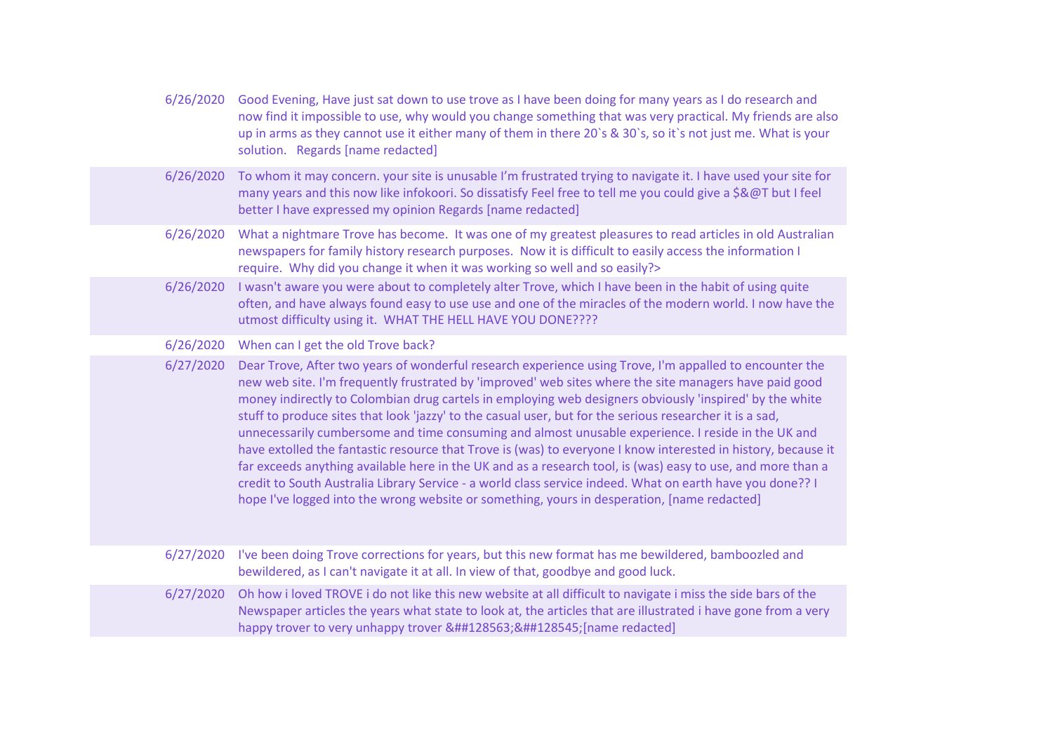| | |
|---|---|
| 6/26/2020 | Good Evening, Have just sat down to use trove as I have been doing for many years as I do research and now find it impossible to use, why would you change something that was very practical. My friends are also up in arms as they cannot use it either many of them in there 20`s & 30`s, so it`s not just me. What is your solution.   Regards [name redacted] |
| 6/26/2020 | To whom it may concern. your site is unusable I'm frustrated trying to navigate it. I have used your site for many years and this now like infokoori. So dissatisfy Feel free to tell me you could give a $&@T but I feel better I have expressed my opinion Regards [name redacted] |
| 6/26/2020 | What a nightmare Trove has become.  It was one of my greatest pleasures to read articles in old Australian newspapers for family history research purposes.  Now it is difficult to easily access the information I require.  Why did you change it when it was working so well and so easily?> |
| 6/26/2020 | I wasn't aware you were about to completely alter Trove, which I have been in the habit of using quite often, and have always found easy to use use and one of the miracles of the modern world. I now have the utmost difficulty using it.  WHAT THE HELL HAVE YOU DONE???? |
| 6/26/2020 | When can I get the old Trove back? |
| 6/27/2020 | Dear Trove, After two years of wonderful research experience using Trove, I'm appalled to encounter the new web site. I'm frequently frustrated by 'improved' web sites where the site managers have paid good money indirectly to Colombian drug cartels in employing web designers obviously 'inspired' by the white stuff to produce sites that look 'jazzy' to the casual user, but for the serious researcher it is a sad, unnecessarily cumbersome and time consuming and almost unusable experience. I reside in the UK and have extolled the fantastic resource that Trove is (was) to everyone I know interested in history, because it far exceeds anything available here in the UK and as a research tool, is (was) easy to use, and more than a credit to South Australia Library Service - a world class service indeed. What on earth have you done?? I hope I've logged into the wrong website or something, yours in desperation, [name redacted] |
| 6/27/2020 | I've been doing Trove corrections for years, but this new format has me bewildered, bamboozled and bewildered, as I can't navigate it at all. In view of that, goodbye and good luck. |
| 6/27/2020 | Oh how i loved TROVE i do not like this new website at all difficult to navigate i miss the side bars of the Newspaper articles the years what state to look at, the articles that are illustrated i have gone from a very happy trover to very unhappy trover &##128563;&##128545;[name redacted] |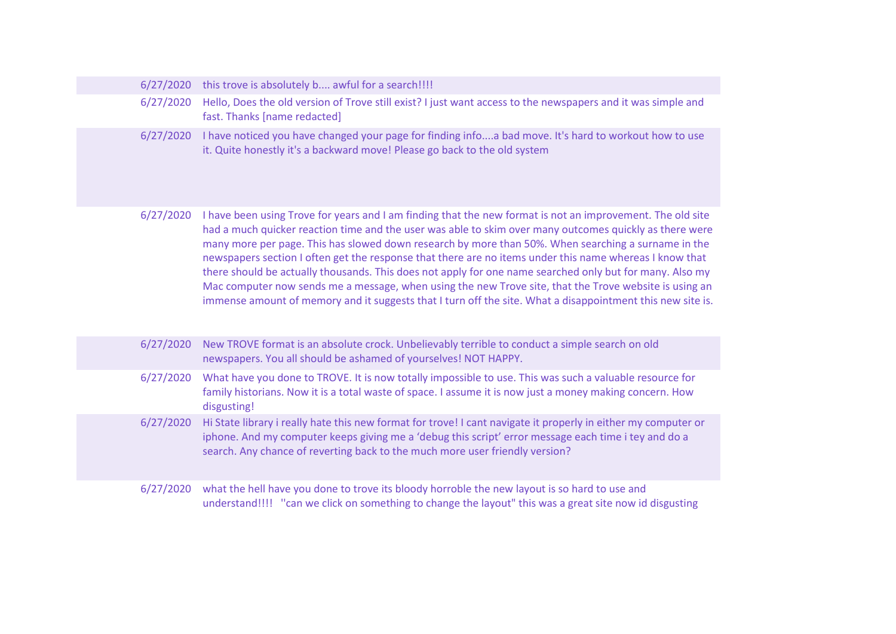| | |
|---|---|
| 6/27/2020 | this trove is absolutely b.... awful for a search!!!! |
| 6/27/2020 | Hello, Does the old version of Trove still exist? I just want access to the newspapers and it was simple and fast. Thanks [name redacted] |
| 6/27/2020 | I have noticed you have changed your page for finding info....a bad move. It's hard to workout how to use it. Quite honestly it's a backward move! Please go back to the old system |
| 6/27/2020 | I have been using Trove for years and I am finding that the new format is not an improvement. The old site had a much quicker reaction time and the user was able to skim over many outcomes quickly as there were many more per page. This has slowed down research by more than 50%. When searching a surname in the newspapers section I often get the response that there are no items under this name whereas I know that there should be actually thousands. This does not apply for one name searched only but for many. Also my Mac computer now sends me a message, when using the new Trove site, that the Trove website is using an immense amount of memory and it suggests that I turn off the site. What a disappointment this new site is. |
| 6/27/2020 | New TROVE format is an absolute crock. Unbelievably terrible to conduct a simple search on old newspapers. You all should be ashamed of yourselves! NOT HAPPY. |
| 6/27/2020 | What have you done to TROVE. It is now totally impossible to use. This was such a valuable resource for family historians. Now it is a total waste of space. I assume it is now just a money making concern. How disgusting! |
| 6/27/2020 | Hi State library i really hate this new format for trove! I cant navigate it properly in either my computer or iphone. And my computer keeps giving me a 'debug this script' error message each time i tey and do a search. Any chance of reverting back to the much more user friendly version? |
| 6/27/2020 | what the hell have you done to trove its bloody horroble the new layout is so hard to use and understand!!!! ''can we click on something to change the layout" this was a great site now id disgusting |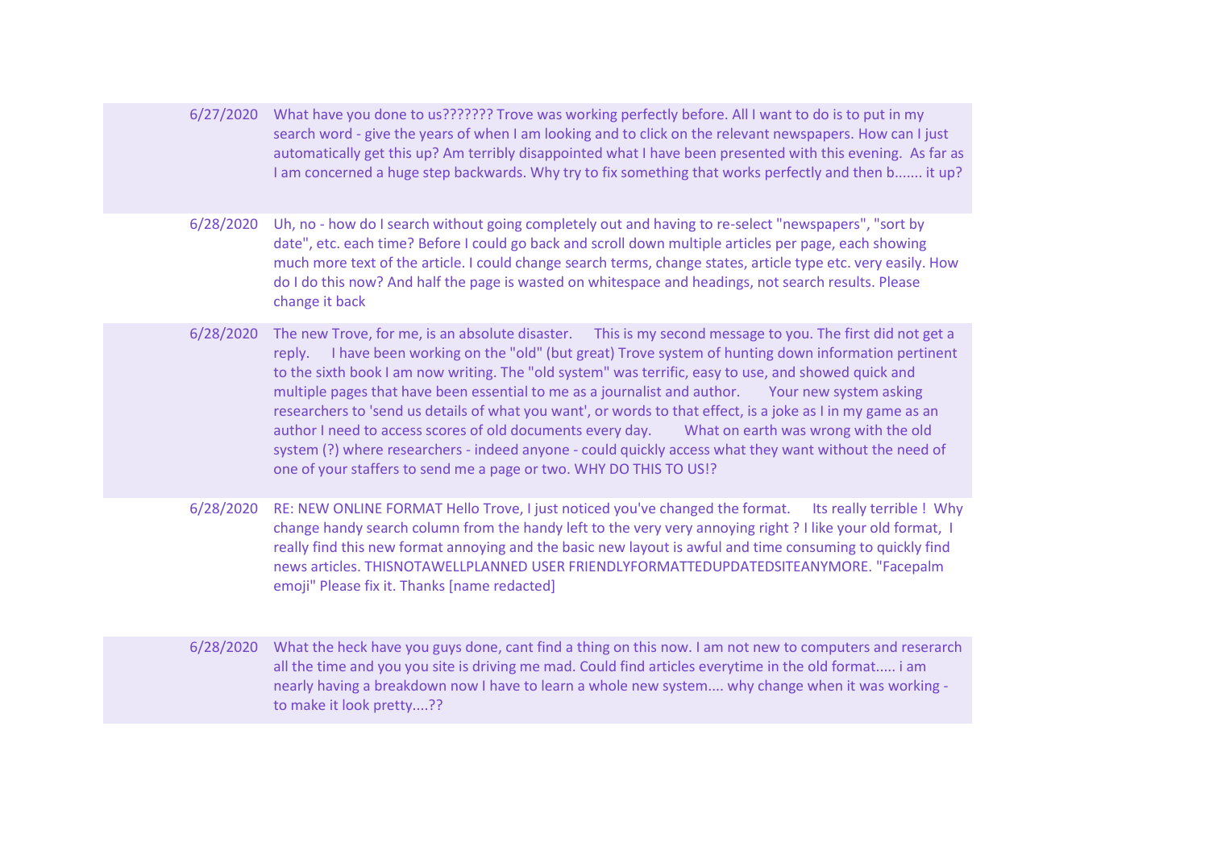| | |
|---|---|
| 6/27/2020 | What have you done to us??????? Trove was working perfectly before. All I want to do is to put in my search word - give the years of when I am looking and to click on the relevant newspapers. How can I just automatically get this up? Am terribly disappointed what I have been presented with this evening. As far as I am concerned a huge step backwards. Why try to fix something that works perfectly and then b....... it up? |
| 6/28/2020 | Uh, no - how do I search without going completely out and having to re-select "newspapers", "sort by date", etc. each time? Before I could go back and scroll down multiple articles per page, each showing much more text of the article. I could change search terms, change states, article type etc. very easily. How do I do this now? And half the page is wasted on whitespace and headings, not search results. Please change it back |
| 6/28/2020 | The new Trove, for me, is an absolute disaster. This is my second message to you. The first did not get a reply. I have been working on the "old" (but great) Trove system of hunting down information pertinent to the sixth book I am now writing. The "old system" was terrific, easy to use, and showed quick and multiple pages that have been essential to me as a journalist and author. Your new system asking researchers to 'send us details of what you want', or words to that effect, is a joke as I in my game as an author I need to access scores of old documents every day. What on earth was wrong with the old system (?) where researchers - indeed anyone - could quickly access what they want without the need of one of your staffers to send me a page or two. WHY DO THIS TO US!? |
| 6/28/2020 | RE: NEW ONLINE FORMAT Hello Trove, I just noticed you've changed the format. Its really terrible ! Why change handy search column from the handy left to the very very annoying right ? I like your old format, I really find this new format annoying and the basic new layout is awful and time consuming to quickly find news articles. THISNOTAWELLPLANNED USER FRIENDLYFORMATTEDUPDATEDSITEANYMORE. "Facepalm emoji" Please fix it. Thanks [name redacted] |
| 6/28/2020 | What the heck have you guys done, cant find a thing on this now. I am not new to computers and reserarch all the time and you you site is driving me mad. Could find articles everytime in the old format..... i am nearly having a breakdown now I have to learn a whole new system.... why change when it was working - to make it look pretty....?? |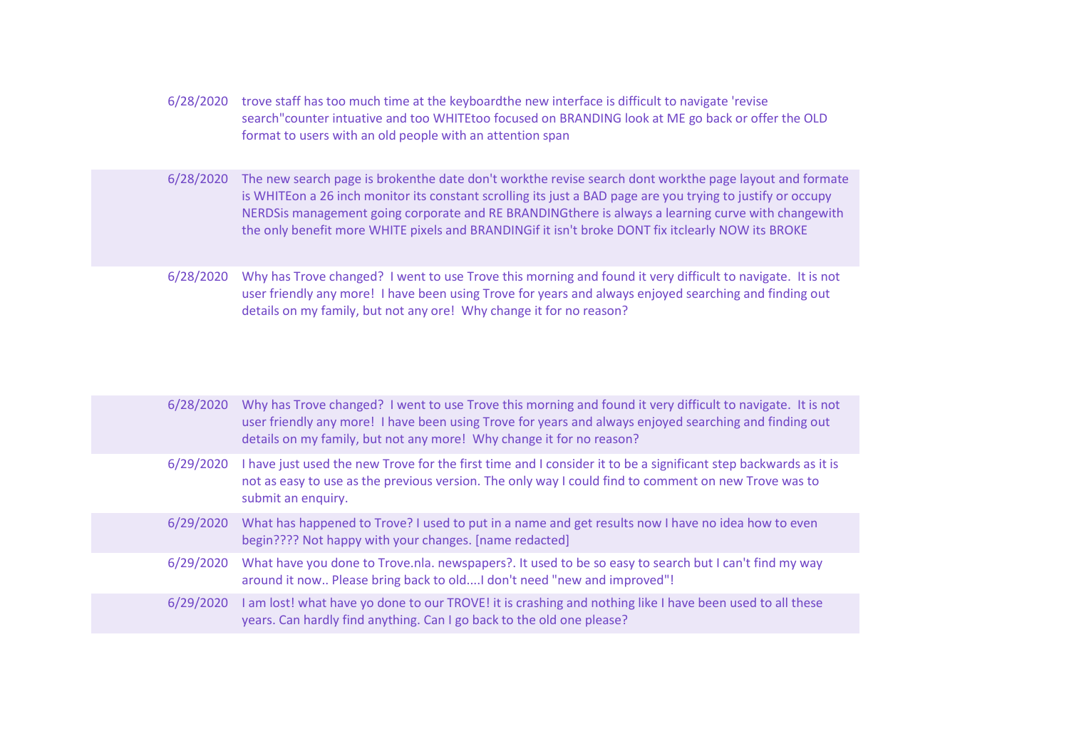| | |
|---|---|
| 6/28/2020 | trove staff has too much time at the keyboardthe new interface is difficult to navigate 'revise search"counter intuative and too WHITEtoo focused on BRANDING look at ME go back or offer the OLD format to users with an old people with an attention span |
| 6/28/2020 | The new search page is brokenthe date don't workthe revise search dont workthe page layout and formate is WHITEon a 26 inch monitor its constant scrolling its just a BAD page are you trying to justify or occupy NERDSis management going corporate and RE BRANDINGthere is always a learning curve with changewith the only benefit more WHITE pixels and BRANDINGif it isn't broke DONT fix itclearly NOW its BROKE |
| 6/28/2020 | Why has Trove changed? I went to use Trove this morning and found it very difficult to navigate. It is not user friendly any more! I have been using Trove for years and always enjoyed searching and finding out details on my family, but not any ore! Why change it for no reason? |
| 6/28/2020 | Why has Trove changed? I went to use Trove this morning and found it very difficult to navigate. It is not user friendly any more! I have been using Trove for years and always enjoyed searching and finding out details on my family, but not any more! Why change it for no reason? |
| 6/29/2020 | I have just used the new Trove for the first time and I consider it to be a significant step backwards as it is not as easy to use as the previous version. The only way I could find to comment on new Trove was to submit an enquiry. |
| 6/29/2020 | What has happened to Trove? I used to put in a name and get results now I have no idea how to even begin???? Not happy with your changes. [name redacted] |
| 6/29/2020 | What have you done to Trove.nla. newspapers?. It used to be so easy to search but I can't find my way around it now.. Please bring back to old....I don't need "new and improved"! |
| 6/29/2020 | I am lost! what have yo done to our TROVE! it is crashing and nothing like I have been used to all these years. Can hardly find anything. Can I go back to the old one please? |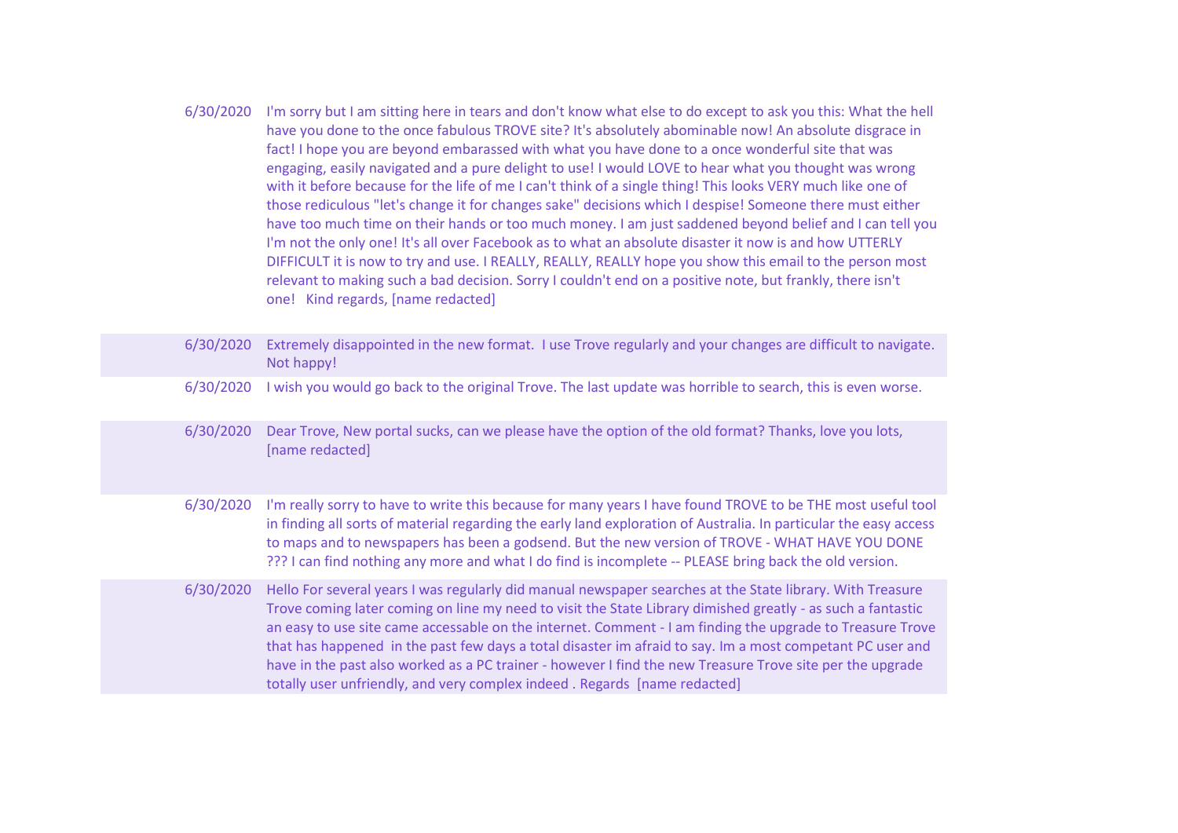| | |
|---|---|
| 6/30/2020 | I'm sorry but I am sitting here in tears and don't know what else to do except to ask you this: What the hell have you done to the once fabulous TROVE site? It's absolutely abominable now! An absolute disgrace in fact! I hope you are beyond embarassed with what you have done to a once wonderful site that was engaging, easily navigated and a pure delight to use! I would LOVE to hear what you thought was wrong with it before because for the life of me I can't think of a single thing! This looks VERY much like one of those rediculous "let's change it for changes sake" decisions which I despise! Someone there must either have too much time on their hands or too much money. I am just saddened beyond belief and I can tell you I'm not the only one! It's all over Facebook as to what an absolute disaster it now is and how UTTERLY DIFFICULT it is now to try and use. I REALLY, REALLY, REALLY hope you show this email to the person most relevant to making such a bad decision. Sorry I couldn't end on a positive note, but frankly, there isn't one! Kind regards, [name redacted] |
| 6/30/2020 | Extremely disappointed in the new format. I use Trove regularly and your changes are difficult to navigate. Not happy! |
| 6/30/2020 | I wish you would go back to the original Trove. The last update was horrible to search, this is even worse. |
| 6/30/2020 | Dear Trove, New portal sucks, can we please have the option of the old format? Thanks, love you lots, [name redacted] |
| 6/30/2020 | I'm really sorry to have to write this because for many years I have found TROVE to be THE most useful tool in finding all sorts of material regarding the early land exploration of Australia. In particular the easy access to maps and to newspapers has been a godsend. But the new version of TROVE - WHAT HAVE YOU DONE ??? I can find nothing any more and what I do find is incomplete -- PLEASE bring back the old version. |
| 6/30/2020 | Hello For several years I was regularly did manual newspaper searches at the State library. With Treasure Trove coming later coming on line my need to visit the State Library dimished greatly - as such a fantastic an easy to use site came accessable on the internet. Comment - I am finding the upgrade to Treasure Trove that has happened in the past few days a total disaster im afraid to say. Im a most competant PC user and have in the past also worked as a PC trainer - however I find the new Treasure Trove site per the upgrade totally user unfriendly, and very complex indeed . Regards [name redacted] |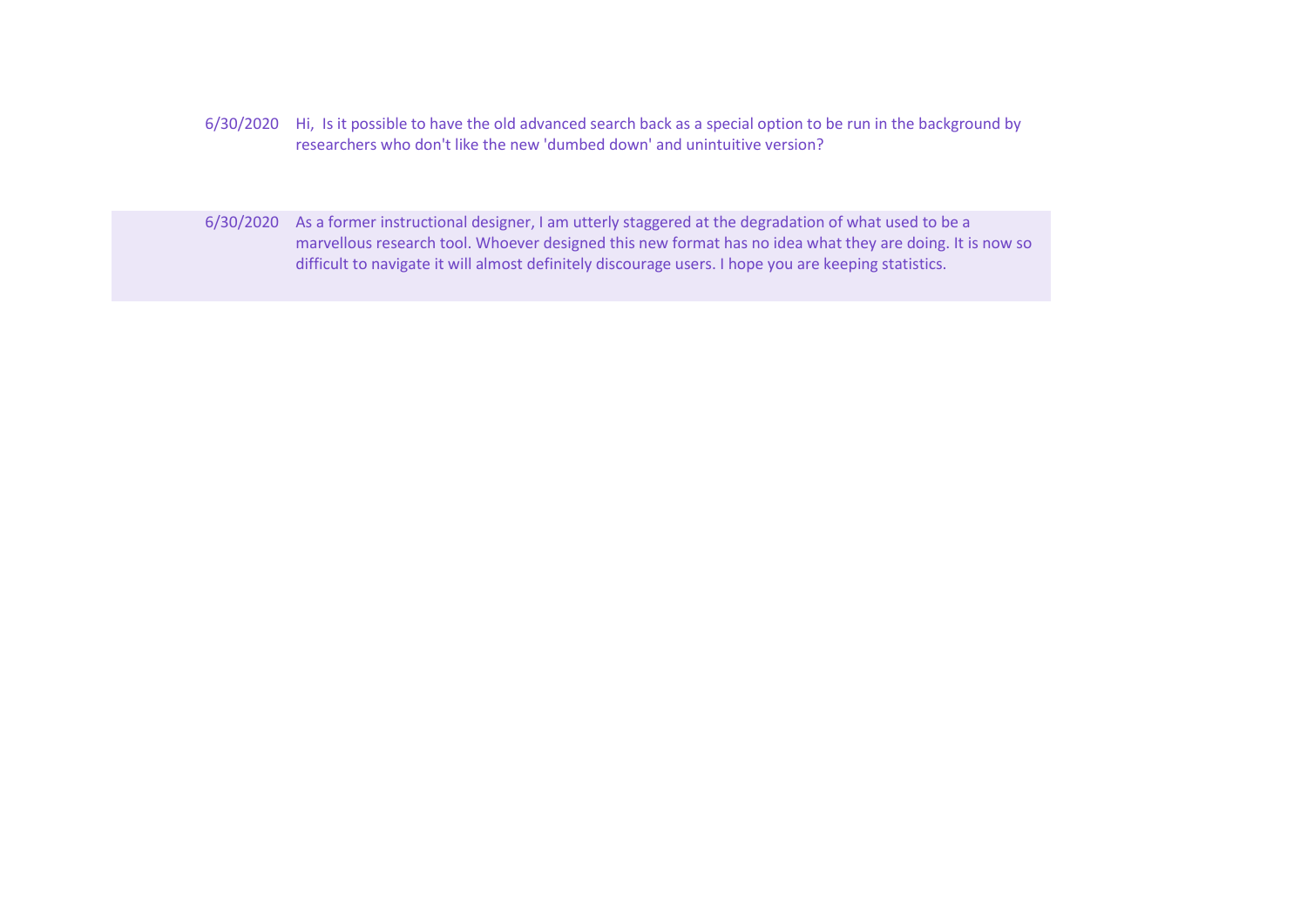| | |
|---|---|
| 6/30/2020 | Hi,  Is it possible to have the old advanced search back as a special option to be run in the background by researchers who don't like the new 'dumbed down' and unintuitive version? |
| 6/30/2020 | As a former instructional designer, I am utterly staggered at the degradation of what used to be a marvellous research tool. Whoever designed this new format has no idea what they are doing. It is now so difficult to navigate it will almost definitely discourage users. I hope you are keeping statistics. |